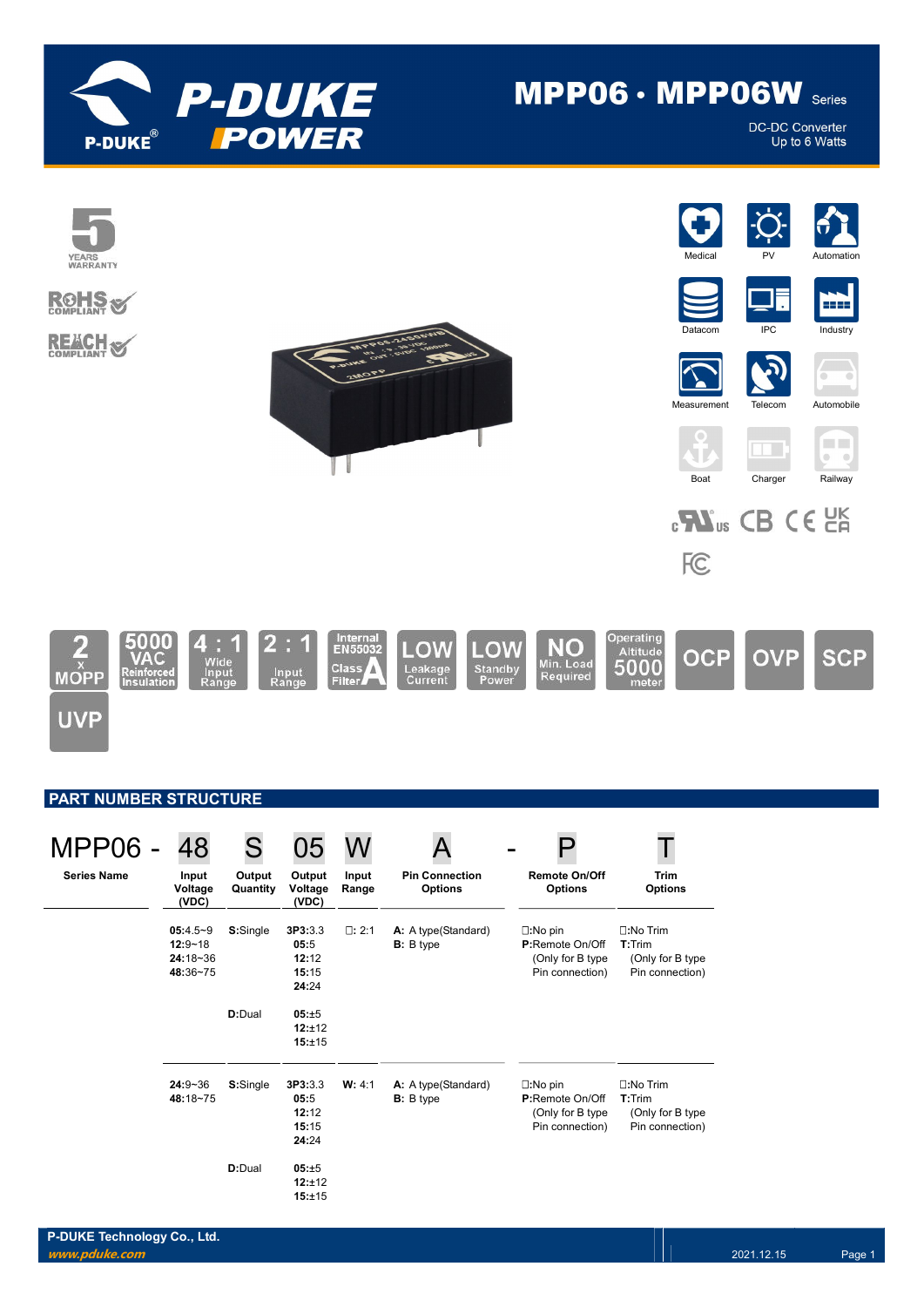# MPP06 · MPP06W Series

DC-DC Converter
Up to 6 Watts

5 YEARS WARRANTY

RoHS COMPLIANT

REACH COMPLIANT

Medical · PV · Automation · Datacom · IPC · Industry · Measurement · Telecom · Automobile · Boat · Charger · Railway

2 x MOPP · 5000 VAC Reinforced Insulation · 4 : 1 Wide Input Range · 2 : 1 Input Range · Internal EN55032 Class A Filter · LOW Leakage Current · LOW Standby Power · NO Min. Load Required · Operating Altitude 5000 meter · OCP · OVP · SCP · UVP

## PART NUMBER STRUCTURE

| MPP06 - | 48 | S | 05 | W | A | - | P | T |
|---|---|---|---|---|---|---|---|---|
| **Series Name** | **Input Voltage (VDC)** | **Output Quantity** | **Output Voltage (VDC)** | **Input Range** | **Pin Connection Options** | | **Remote On/Off Options** | **Trim Options** |
| | **05**:4.5~9<br>**12**:9~18<br>**24**:18~36<br>**48**:36~75 | **S**:Single | **3P3**:3.3<br>**05**:5<br>**12**:12<br>**15**:15<br>**24**:24 | ☐: 2:1 | **A:** A type(Standard)<br>**B:** B type | | ☐:No pin<br>**P**:Remote On/Off<br>(Only for B type Pin connection) | ☐:No Trim<br>**T**:Trim<br>(Only for B type Pin connection) |
| | | **D**:Dual | **05**:±5<br>**12**:±12<br>**15**:±15 | | | | | |
| | **24**:9~36<br>**48**:18~75 | **S**:Single | **3P3**:3.3<br>**05**:5<br>**12**:12<br>**15**:15<br>**24**:24 | **W:** 4:1 | **A:** A type(Standard)<br>**B:** B type | | ☐:No pin<br>**P**:Remote On/Off<br>(Only for B type Pin connection) | ☐:No Trim<br>**T**:Trim<br>(Only for B type Pin connection) |
| | | **D**:Dual | **05**:±5<br>**12**:±12<br>**15**:±15 | | | | | |

P-DUKE Technology Co., Ltd.
*www.pduke.com*

2021.12.15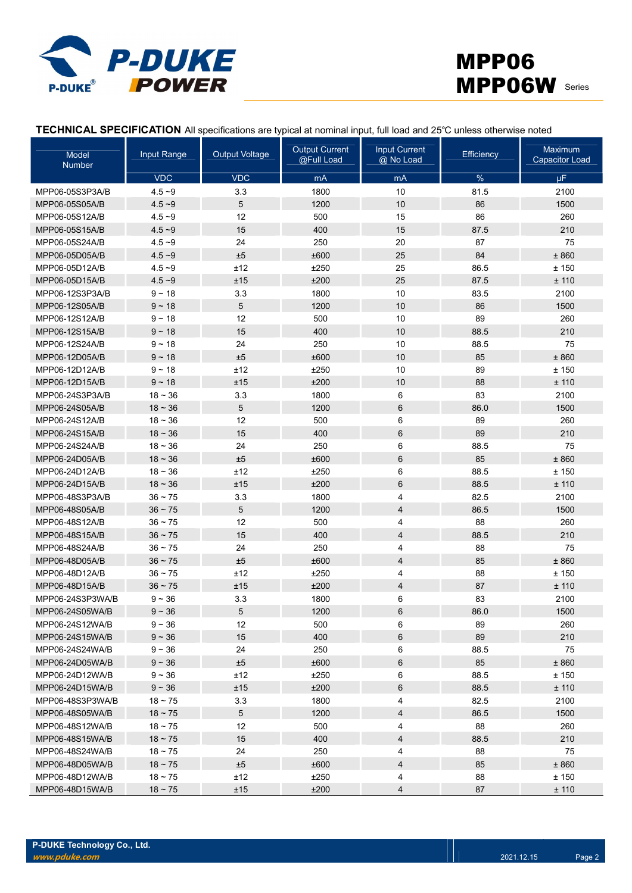**TECHNICAL SPECIFICATION** All specifications are typical at nominal input, full load and 25℃ unless otherwise noted

| Model Number | Input Range | Output Voltage | Output Current @Full Load | Input Current @ No Load | Efficiency | Maximum Capacitor Load |
|---|---|---|---|---|---|---|
| | VDC | VDC | mA | mA | % | µF |
| MPP06-05S3P3A/B | 4.5 ~9 | 3.3 | 1800 | 10 | 81.5 | 2100 |
| MPP06-05S05A/B | 4.5 ~9 | 5 | 1200 | 10 | 86 | 1500 |
| MPP06-05S12A/B | 4.5 ~9 | 12 | 500 | 15 | 86 | 260 |
| MPP06-05S15A/B | 4.5 ~9 | 15 | 400 | 15 | 87.5 | 210 |
| MPP06-05S24A/B | 4.5 ~9 | 24 | 250 | 20 | 87 | 75 |
| MPP06-05D05A/B | 4.5 ~9 | ±5 | ±600 | 25 | 84 | ± 860 |
| MPP06-05D12A/B | 4.5 ~9 | ±12 | ±250 | 25 | 86.5 | ± 150 |
| MPP06-05D15A/B | 4.5 ~9 | ±15 | ±200 | 25 | 87.5 | ± 110 |
| MPP06-12S3P3A/B | 9 ~ 18 | 3.3 | 1800 | 10 | 83.5 | 2100 |
| MPP06-12S05A/B | 9 ~ 18 | 5 | 1200 | 10 | 86 | 1500 |
| MPP06-12S12A/B | 9 ~ 18 | 12 | 500 | 10 | 89 | 260 |
| MPP06-12S15A/B | 9 ~ 18 | 15 | 400 | 10 | 88.5 | 210 |
| MPP06-12S24A/B | 9 ~ 18 | 24 | 250 | 10 | 88.5 | 75 |
| MPP06-12D05A/B | 9 ~ 18 | ±5 | ±600 | 10 | 85 | ± 860 |
| MPP06-12D12A/B | 9 ~ 18 | ±12 | ±250 | 10 | 89 | ± 150 |
| MPP06-12D15A/B | 9 ~ 18 | ±15 | ±200 | 10 | 88 | ± 110 |
| MPP06-24S3P3A/B | 18 ~ 36 | 3.3 | 1800 | 6 | 83 | 2100 |
| MPP06-24S05A/B | 18 ~ 36 | 5 | 1200 | 6 | 86.0 | 1500 |
| MPP06-24S12A/B | 18 ~ 36 | 12 | 500 | 6 | 89 | 260 |
| MPP06-24S15A/B | 18 ~ 36 | 15 | 400 | 6 | 89 | 210 |
| MPP06-24S24A/B | 18 ~ 36 | 24 | 250 | 6 | 88.5 | 75 |
| MPP06-24D05A/B | 18 ~ 36 | ±5 | ±600 | 6 | 85 | ± 860 |
| MPP06-24D12A/B | 18 ~ 36 | ±12 | ±250 | 6 | 88.5 | ± 150 |
| MPP06-24D15A/B | 18 ~ 36 | ±15 | ±200 | 6 | 88.5 | ± 110 |
| MPP06-48S3P3A/B | 36 ~ 75 | 3.3 | 1800 | 4 | 82.5 | 2100 |
| MPP06-48S05A/B | 36 ~ 75 | 5 | 1200 | 4 | 86.5 | 1500 |
| MPP06-48S12A/B | 36 ~ 75 | 12 | 500 | 4 | 88 | 260 |
| MPP06-48S15A/B | 36 ~ 75 | 15 | 400 | 4 | 88.5 | 210 |
| MPP06-48S24A/B | 36 ~ 75 | 24 | 250 | 4 | 88 | 75 |
| MPP06-48D05A/B | 36 ~ 75 | ±5 | ±600 | 4 | 85 | ± 860 |
| MPP06-48D12A/B | 36 ~ 75 | ±12 | ±250 | 4 | 88 | ± 150 |
| MPP06-48D15A/B | 36 ~ 75 | ±15 | ±200 | 4 | 87 | ± 110 |
| MPP06-24S3P3WA/B | 9 ~ 36 | 3.3 | 1800 | 6 | 83 | 2100 |
| MPP06-24S05WA/B | 9 ~ 36 | 5 | 1200 | 6 | 86.0 | 1500 |
| MPP06-24S12WA/B | 9 ~ 36 | 12 | 500 | 6 | 89 | 260 |
| MPP06-24S15WA/B | 9 ~ 36 | 15 | 400 | 6 | 89 | 210 |
| MPP06-24S24WA/B | 9 ~ 36 | 24 | 250 | 6 | 88.5 | 75 |
| MPP06-24D05WA/B | 9 ~ 36 | ±5 | ±600 | 6 | 85 | ± 860 |
| MPP06-24D12WA/B | 9 ~ 36 | ±12 | ±250 | 6 | 88.5 | ± 150 |
| MPP06-24D15WA/B | 9 ~ 36 | ±15 | ±200 | 6 | 88.5 | ± 110 |
| MPP06-48S3P3WA/B | 18 ~ 75 | 3.3 | 1800 | 4 | 82.5 | 2100 |
| MPP06-48S05WA/B | 18 ~ 75 | 5 | 1200 | 4 | 86.5 | 1500 |
| MPP06-48S12WA/B | 18 ~ 75 | 12 | 500 | 4 | 88 | 260 |
| MPP06-48S15WA/B | 18 ~ 75 | 15 | 400 | 4 | 88.5 | 210 |
| MPP06-48S24WA/B | 18 ~ 75 | 24 | 250 | 4 | 88 | 75 |
| MPP06-48D05WA/B | 18 ~ 75 | ±5 | ±600 | 4 | 85 | ± 860 |
| MPP06-48D12WA/B | 18 ~ 75 | ±12 | ±250 | 4 | 88 | ± 150 |
| MPP06-48D15WA/B | 18 ~ 75 | ±15 | ±200 | 4 | 87 | ± 110 |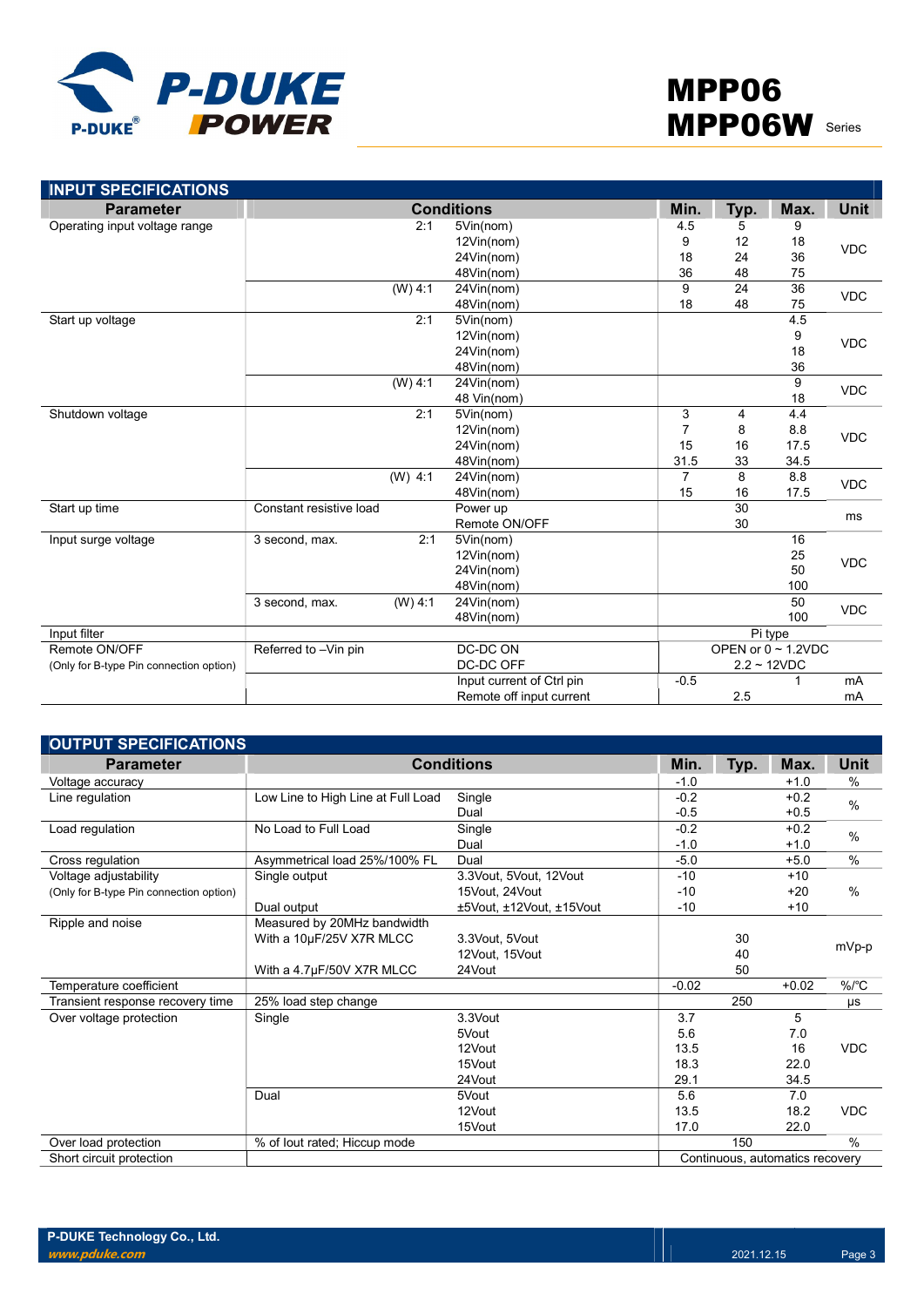## INPUT SPECIFICATIONS

| Parameter | Conditions | | | Min. | Typ. | Max. | Unit |
|---|---|---|---|---|---|---|---|
| Operating input voltage range | | 2:1 | 5Vin(nom) | 4.5 | 5 | 9 | VDC |
| | | | 12Vin(nom) | 9 | 12 | 18 | |
| | | | 24Vin(nom) | 18 | 24 | 36 | |
| | | | 48Vin(nom) | 36 | 48 | 75 | |
| | | (W) 4:1 | 24Vin(nom) | 9 | 24 | 36 | VDC |
| | | | 48Vin(nom) | 18 | 48 | 75 | |
| Start up voltage | | 2:1 | 5Vin(nom) | | | 4.5 | VDC |
| | | | 12Vin(nom) | | | 9 | |
| | | | 24Vin(nom) | | | 18 | |
| | | | 48Vin(nom) | | | 36 | |
| | | (W) 4:1 | 24Vin(nom) | | | 9 | VDC |
| | | | 48 Vin(nom) | | | 18 | |
| Shutdown voltage | | 2:1 | 5Vin(nom) | 3 | 4 | 4.4 | VDC |
| | | | 12Vin(nom) | 7 | 8 | 8.8 | |
| | | | 24Vin(nom) | 15 | 16 | 17.5 | |
| | | | 48Vin(nom) | 31.5 | 33 | 34.5 | |
| | | (W) 4:1 | 24Vin(nom) | 7 | 8 | 8.8 | VDC |
| | | | 48Vin(nom) | 15 | 16 | 17.5 | |
| Start up time | Constant resistive load | | Power up | | 30 | | ms |
| | | | Remote ON/OFF | | 30 | | |
| Input surge voltage | 3 second, max. | 2:1 | 5Vin(nom) | | | 16 | VDC |
| | | | 12Vin(nom) | | | 25 | |
| | | | 24Vin(nom) | | | 50 | |
| | | | 48Vin(nom) | | | 100 | |
| | 3 second, max. | (W) 4:1 | 24Vin(nom) | | | 50 | VDC |
| | | | 48Vin(nom) | | | 100 | |
| Input filter | | | | Pi type | | | |
| Remote ON/OFF | Referred to –Vin pin | | DC-DC ON | OPEN or 0 ~ 1.2VDC | | | |
| (Only for B-type Pin connection option) | | | DC-DC OFF | 2.2 ~ 12VDC | | | |
| | | | Input current of Ctrl pin | -0.5 | | 1 | mA |
| | | | Remote off input current | | 2.5 | | mA |

## OUTPUT SPECIFICATIONS

| Parameter | Conditions | | Min. | Typ. | Max. | Unit |
|---|---|---|---|---|---|---|
| Voltage accuracy | | | -1.0 | | +1.0 | % |
| Line regulation | Low Line to High Line at Full Load | Single | -0.2 | | +0.2 | % |
| | | Dual | -0.5 | | +0.5 | |
| Load regulation | No Load to Full Load | Single | -0.2 | | +0.2 | % |
| | | Dual | -1.0 | | +1.0 | |
| Cross regulation | Asymmetrical load 25%/100% FL | Dual | -5.0 | | +5.0 | % |
| Voltage adjustability | Single output | 3.3Vout, 5Vout, 12Vout | -10 | | +10 | % |
| (Only for B-type Pin connection option) | | 15Vout, 24Vout | -10 | | +20 | |
| | Dual output | ±5Vout, ±12Vout, ±15Vout | -10 | | +10 | |
| Ripple and noise | Measured by 20MHz bandwidth | | | | | mVp-p |
| | With a 10μF/25V X7R MLCC | 3.3Vout, 5Vout | | 30 | | |
| | | 12Vout, 15Vout | | 40 | | |
| | With a 4.7μF/50V X7R MLCC | 24Vout | | 50 | | |
| Temperature coefficient | | | -0.02 | | +0.02 | %/°C |
| Transient response recovery time | 25% load step change | | | 250 | | μs |
| Over voltage protection | Single | 3.3Vout | 3.7 | | 5 | VDC |
| | | 5Vout | 5.6 | | 7.0 | |
| | | 12Vout | 13.5 | | 16 | |
| | | 15Vout | 18.3 | | 22.0 | |
| | | 24Vout | 29.1 | | 34.5 | |
| | Dual | 5Vout | 5.6 | | 7.0 | VDC |
| | | 12Vout | 13.5 | | 18.2 | |
| | | 15Vout | 17.0 | | 22.0 | |
| Over load protection | % of Iout rated; Hiccup mode | | | 150 | | % |
| Short circuit protection | | | Continuous, automatics recovery | | | |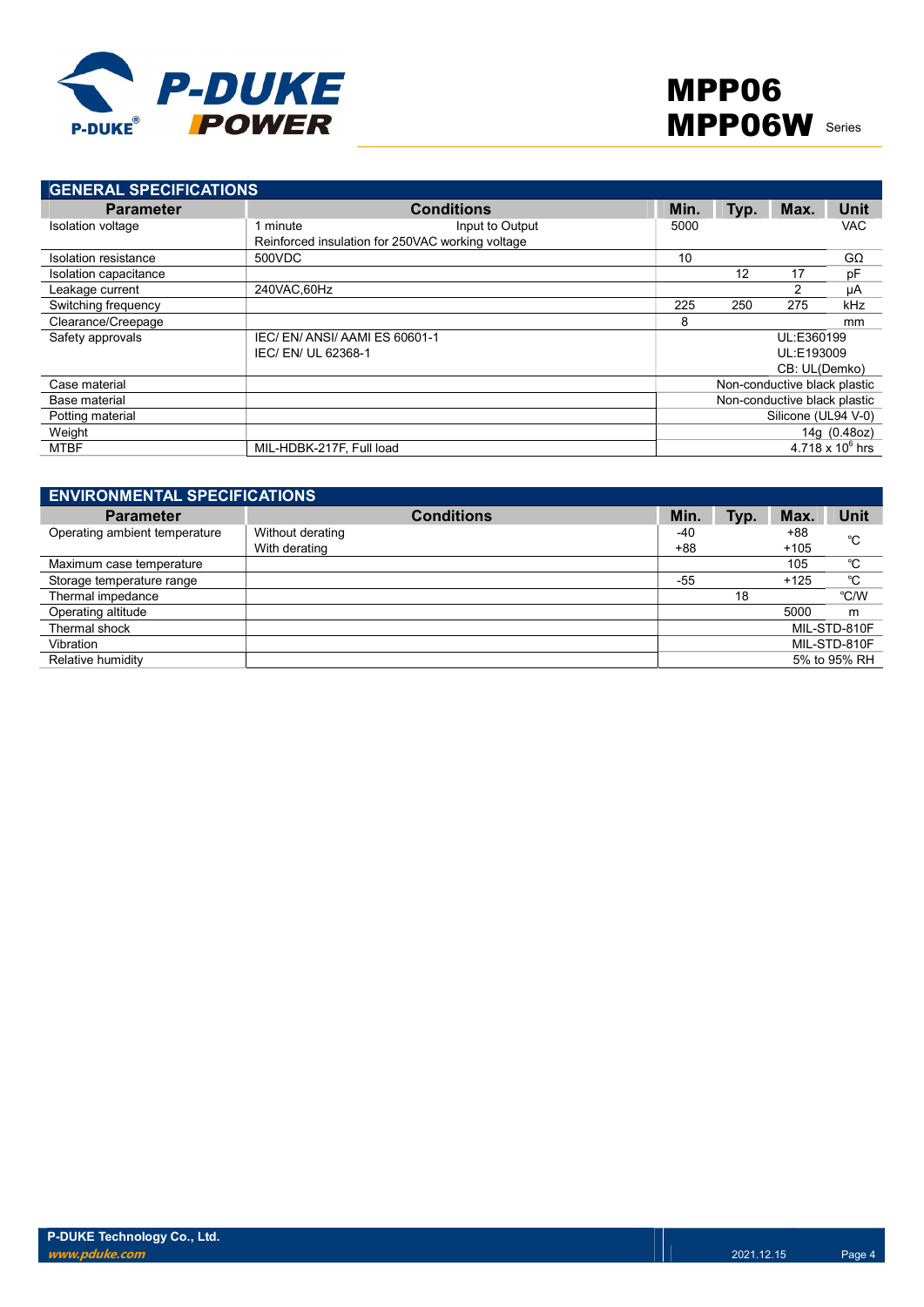## GENERAL SPECIFICATIONS

| Parameter | Conditions | Min. | Typ. | Max. | Unit |
|---|---|---|---|---|---|
| Isolation voltage | 1 minute Input to Output<br>Reinforced insulation for 250VAC working voltage | 5000 | | | VAC |
| Isolation resistance | 500VDC | 10 | | | GΩ |
| Isolation capacitance | | | 12 | 17 | pF |
| Leakage current | 240VAC,60Hz | | | 2 | μA |
| Switching frequency | | 225 | 250 | 275 | kHz |
| Clearance/Creepage | | 8 | | | mm |
| Safety approvals | IEC/ EN/ ANSI/ AAMI ES 60601-1<br>IEC/ EN/ UL 62368-1 | | | UL:E360199<br>UL:E193009<br>CB: UL(Demko) | |
| Case material | | | | Non-conductive black plastic | |
| Base material | | | | Non-conductive black plastic | |
| Potting material | | | | Silicone (UL94 V-0) | |
| Weight | | | | 14g (0.48oz) | |
| MTBF | MIL-HDBK-217F, Full load | | | $4.718 \times 10^6$ hrs | |

## ENVIRONMENTAL SPECIFICATIONS

| Parameter | Conditions | Min. | Typ. | Max. | Unit |
|---|---|---|---|---|---|
| Operating ambient temperature | Without derating<br>With derating | -40<br>+88 | | +88<br>+105 | ℃ |
| Maximum case temperature | | | | 105 | ℃ |
| Storage temperature range | | -55 | | +125 | ℃ |
| Thermal impedance | | | 18 | | ℃/W |
| Operating altitude | | | | 5000 | m |
| Thermal shock | | | | MIL-STD-810F | |
| Vibration | | | | MIL-STD-810F | |
| Relative humidity | | | | 5% to 95% RH | |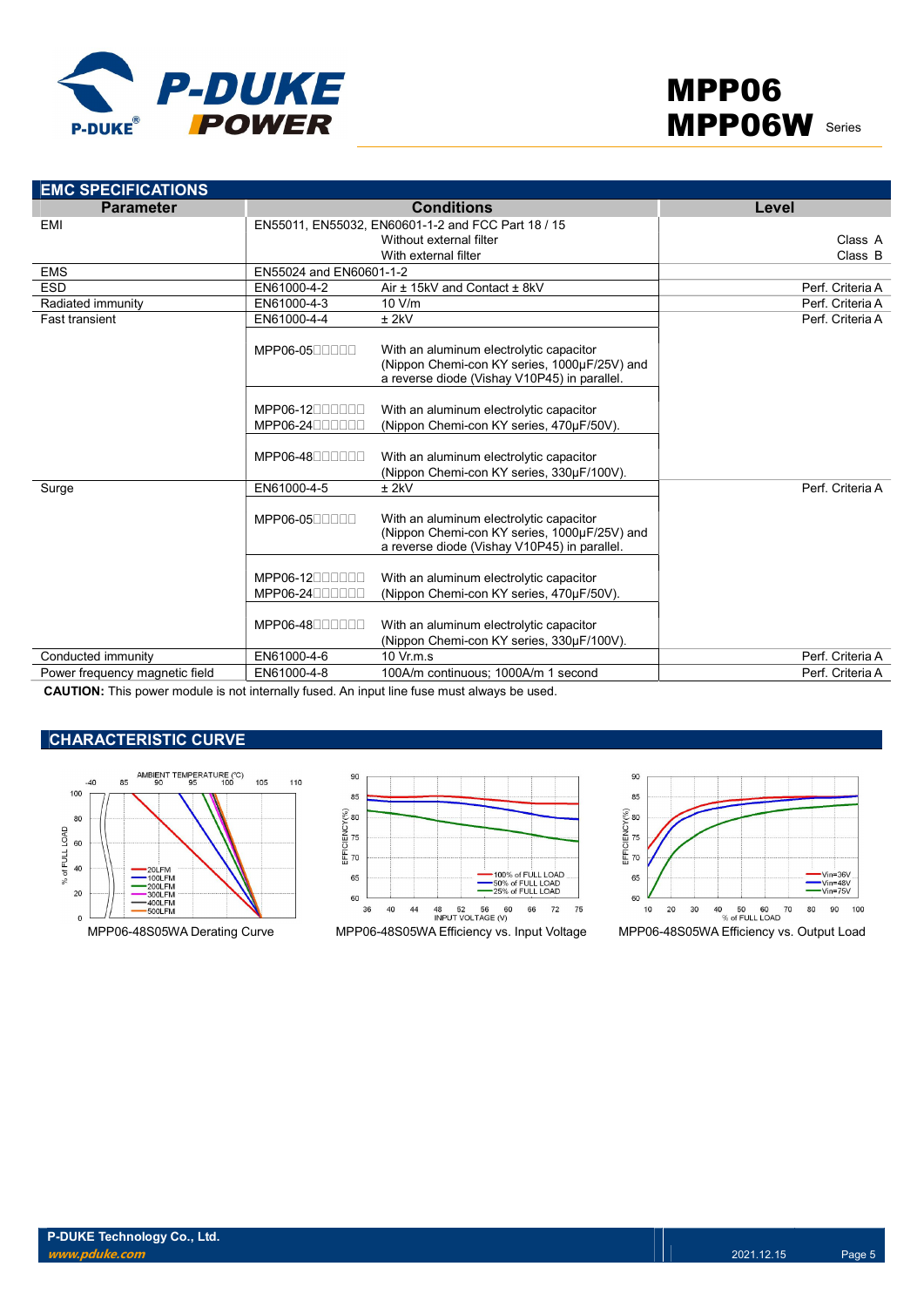## EMC SPECIFICATIONS

| Parameter | Conditions | | Level |
|---|---|---|---|
| EMI | EN55011, EN55032, EN60601-1-2 and FCC Part 18 / 15 | | |
| | | Without external filter | Class A |
| | | With external filter | Class B |
| EMS | EN55024 and EN60601-1-2 | | |
| ESD | EN61000-4-2 | Air ± 15kV and Contact ± 8kV | Perf. Criteria A |
| Radiated immunity | EN61000-4-3 | 10 V/m | Perf. Criteria A |
| Fast transient | EN61000-4-4 | ± 2kV | Perf. Criteria A |
| | MPP06-05□□□□□ | With an aluminum electrolytic capacitor (Nippon Chemi-con KY series, 1000µF/25V) and a reverse diode (Vishay V10P45) in parallel. | |
| | MPP06-12□□□□□□ MPP06-24□□□□□□ | With an aluminum electrolytic capacitor (Nippon Chemi-con KY series, 470µF/50V). | |
| | MPP06-48□□□□□□ | With an aluminum electrolytic capacitor (Nippon Chemi-con KY series, 330µF/100V). | |
| Surge | EN61000-4-5 | ± 2kV | Perf. Criteria A |
| | MPP06-05□□□□□ | With an aluminum electrolytic capacitor (Nippon Chemi-con KY series, 1000µF/25V) and a reverse diode (Vishay V10P45) in parallel. | |
| | MPP06-12□□□□□□ MPP06-24□□□□□□ | With an aluminum electrolytic capacitor (Nippon Chemi-con KY series, 470µF/50V). | |
| | MPP06-48□□□□□□ | With an aluminum electrolytic capacitor (Nippon Chemi-con KY series, 330µF/100V). | |
| Conducted immunity | EN61000-4-6 | 10 Vr.m.s | Perf. Criteria A |
| Power frequency magnetic field | EN61000-4-8 | 100A/m continuous; 1000A/m 1 second | Perf. Criteria A |

**CAUTION:** This power module is not internally fused. An input line fuse must always be used.

## CHARACTERISTIC CURVE

MPP06-48S05WA Derating Curve

MPP06-48S05WA Efficiency vs. Input Voltage

MPP06-48S05WA Efficiency vs. Output Load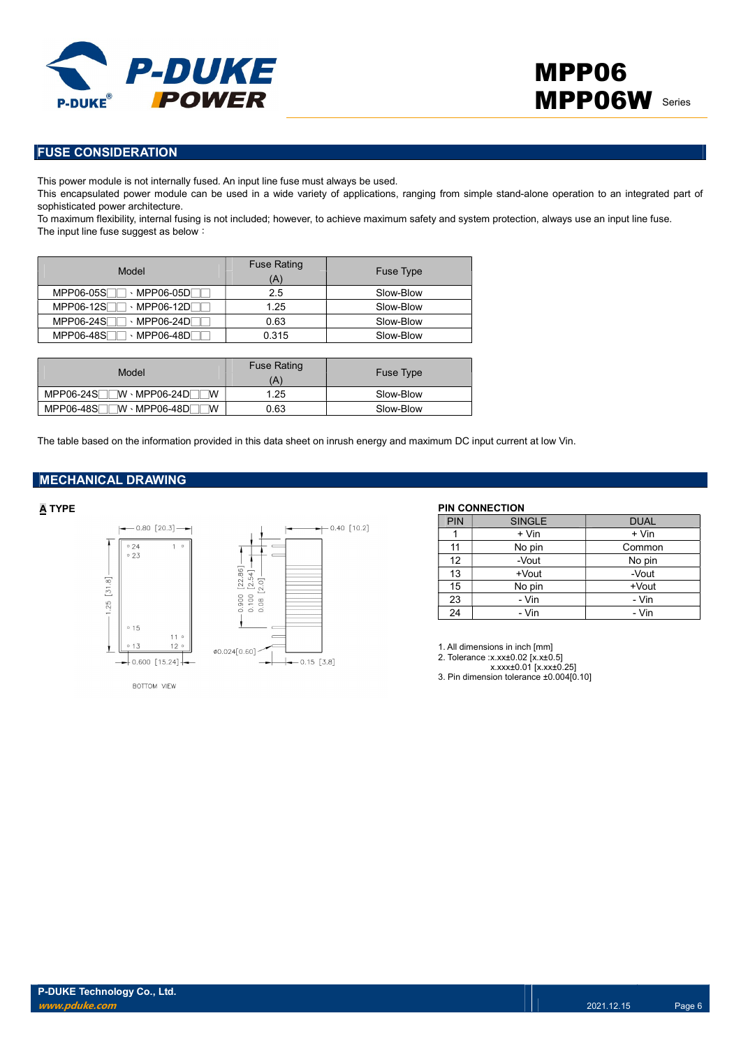## FUSE CONSIDERATION

This power module is not internally fused. An input line fuse must always be used.
This encapsulated power module can be used in a wide variety of applications, ranging from simple stand-alone operation to an integrated part of sophisticated power architecture.
To maximum flexibility, internal fusing is not included; however, to achieve maximum safety and system protection, always use an input line fuse.
The input line fuse suggest as below：

| Model | Fuse Rating (A) | Fuse Type |
|---|---|---|
| MPP06-05S□□、MPP06-05D□□ | 2.5 | Slow-Blow |
| MPP06-12S□□、MPP06-12D□□ | 1.25 | Slow-Blow |
| MPP06-24S□□、MPP06-24D□□ | 0.63 | Slow-Blow |
| MPP06-48S□□、MPP06-48D□□ | 0.315 | Slow-Blow |

| Model | Fuse Rating (A) | Fuse Type |
|---|---|---|
| MPP06-24S□□W、MPP06-24D□□W | 1.25 | Slow-Blow |
| MPP06-48S□□W、MPP06-48D□□W | 0.63 | Slow-Blow |

The table based on the information provided in this data sheet on inrush energy and maximum DC input current at low Vin.

## MECHANICAL DRAWING

**A TYPE**

0.80 [20.3]　0.40 [10.2]
1.25 [31.8]　0.900 [22.86]　0.100 [2.54]　0.08 [2.0]
0.600 [15.24]　ø0.024[0.60]　0.15 [3.8]

BOTTOM VIEW

**PIN CONNECTION**

| PIN | SINGLE | DUAL |
|---|---|---|
| 1 | + Vin | + Vin |
| 11 | No pin | Common |
| 12 | -Vout | No pin |
| 13 | +Vout | -Vout |
| 15 | No pin | +Vout |
| 23 | - Vin | - Vin |
| 24 | - Vin | - Vin |

1. All dimensions in inch [mm]
2. Tolerance :x.xx±0.02 [x.x±0.5]
   x.xxx±0.01 [x.xx±0.25]
3. Pin dimension tolerance ±0.004[0.10]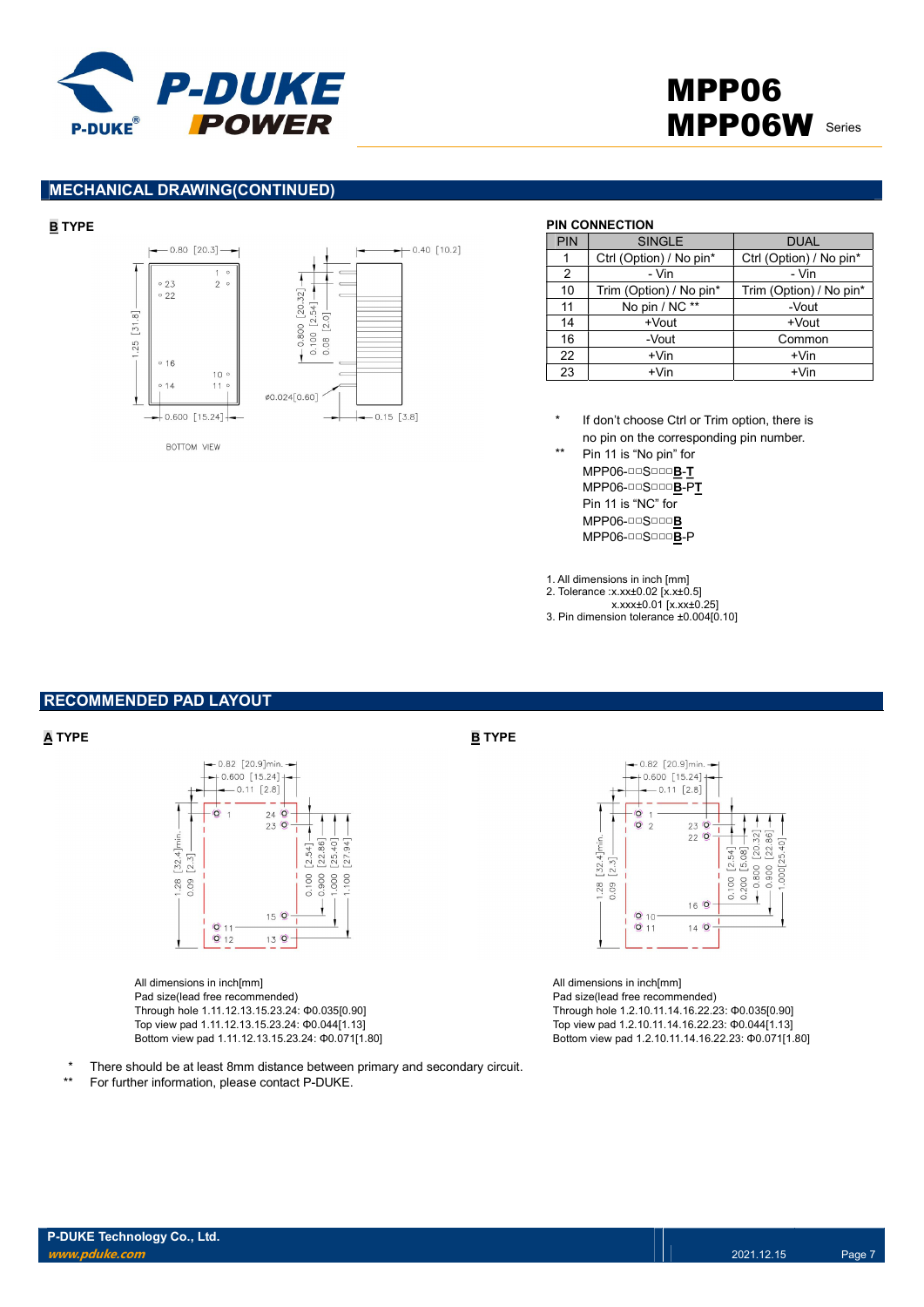## MECHANICAL DRAWING(CONTINUED)

### B TYPE

BOTTOM VIEW

**PIN CONNECTION**

| PIN | SINGLE | DUAL |
|---|---|---|
| 1 | Ctrl (Option) / No pin* | Ctrl (Option) / No pin* |
| 2 | - Vin | - Vin |
| 10 | Trim (Option) / No pin* | Trim (Option) / No pin* |
| 11 | No pin / NC ** | -Vout |
| 14 | +Vout | +Vout |
| 16 | -Vout | Common |
| 22 | +Vin | +Vin |
| 23 | +Vin | +Vin |

\* If don't choose Ctrl or Trim option, there is no pin on the corresponding pin number.

\*\* Pin 11 is "No pin" for
MPP06-□□S□□□**B-T**
MPP06-□□S□□□**B-PT**
Pin 11 is "NC" for
MPP06-□□S□□□**B**
MPP06-□□S□□□**B**-P

1. All dimensions in inch [mm]
2. Tolerance :x.xx±0.02 [x.x±0.5]
   x.xxx±0.01 [x.xx±0.25]
3. Pin dimension tolerance ±0.004[0.10]

## RECOMMENDED PAD LAYOUT

### A TYPE

All dimensions in inch[mm]
Pad size(lead free recommended)
Through hole 1.11.12.13.15.23.24: Φ0.035[0.90]
Top view pad 1.11.12.13.15.23.24: Φ0.044[1.13]
Bottom view pad 1.11.12.13.15.23.24: Φ0.071[1.80]

### B TYPE

All dimensions in inch[mm]
Pad size(lead free recommended)
Through hole 1.2.10.11.14.16.22.23: Φ0.035[0.90]
Top view pad 1.2.10.11.14.16.22.23: Φ0.044[1.13]
Bottom view pad 1.2.10.11.14.16.22.23: Φ0.071[1.80]

\* There should be at least 8mm distance between primary and secondary circuit.

\*\* For further information, please contact P-DUKE.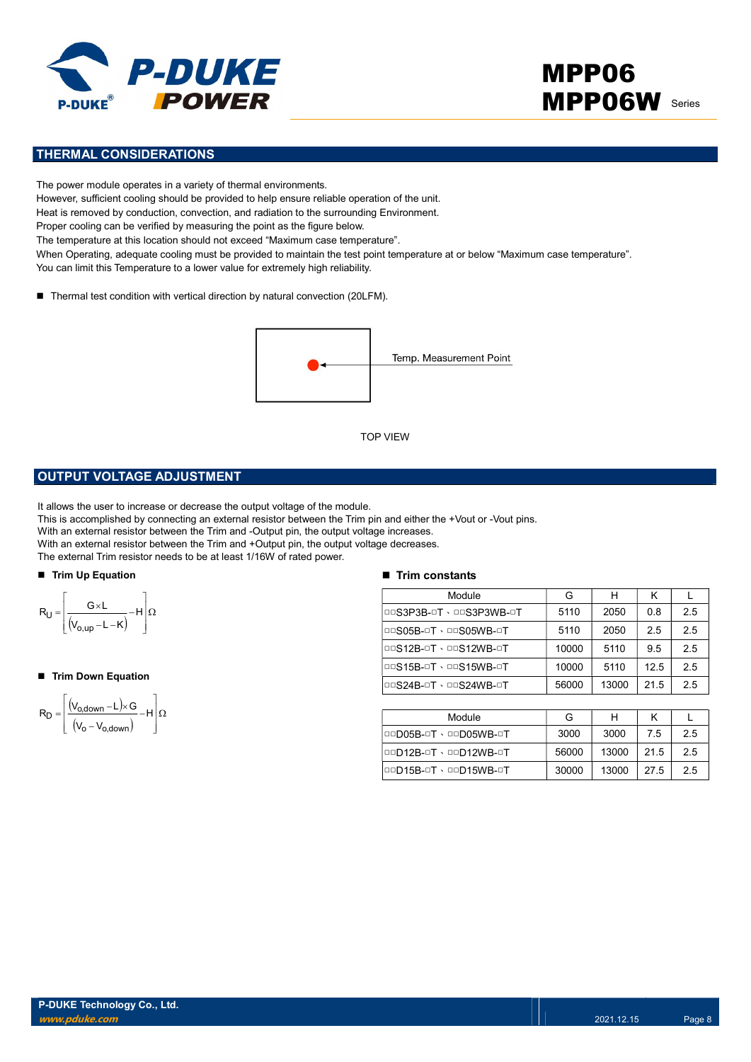## THERMAL CONSIDERATIONS

The power module operates in a variety of thermal environments.
However, sufficient cooling should be provided to help ensure reliable operation of the unit.
Heat is removed by conduction, convection, and radiation to the surrounding Environment.
Proper cooling can be verified by measuring the point as the figure below.
The temperature at this location should not exceed “Maximum case temperature”.
When Operating, adequate cooling must be provided to maintain the test point temperature at or below “Maximum case temperature”.
You can limit this Temperature to a lower value for extremely high reliability.

- Thermal test condition with vertical direction by natural convection (20LFM).

Temp. Measurement Point

TOP VIEW

## OUTPUT VOLTAGE ADJUSTMENT

It allows the user to increase or decrease the output voltage of the module.
This is accomplished by connecting an external resistor between the Trim pin and either the +Vout or -Vout pins.
With an external resistor between the Trim and -Output pin, the output voltage increases.
With an external resistor between the Trim and +Output pin, the output voltage decreases.
The external Trim resistor needs to be at least 1/16W of rated power.

- **Trim Up Equation**

$$R_U = \left[ \frac{G \times L}{(V_{o,up} - L - K)} - H \right] \Omega$$

- **Trim Down Equation**

$$R_D = \left[ \frac{(V_{o,down} - L) \times G}{(V_o - V_{o,down})} - H \right] \Omega$$

- **Trim constants**

| Module | G | H | K | L |
|---|---|---|---|---|
| □□S3P3B-□T、□□S3P3WB-□T | 5110 | 2050 | 0.8 | 2.5 |
| □□S05B-□T、□□S05WB-□T | 5110 | 2050 | 2.5 | 2.5 |
| □□S12B-□T、□□S12WB-□T | 10000 | 5110 | 9.5 | 2.5 |
| □□S15B-□T、□□S15WB-□T | 10000 | 5110 | 12.5 | 2.5 |
| □□S24B-□T、□□S24WB-□T | 56000 | 13000 | 21.5 | 2.5 |

| Module | G | H | K | L |
|---|---|---|---|---|
| □□D05B-□T、□□D05WB-□T | 3000 | 3000 | 7.5 | 2.5 |
| □□D12B-□T、□□D12WB-□T | 56000 | 13000 | 21.5 | 2.5 |
| □□D15B-□T、□□D15WB-□T | 30000 | 13000 | 27.5 | 2.5 |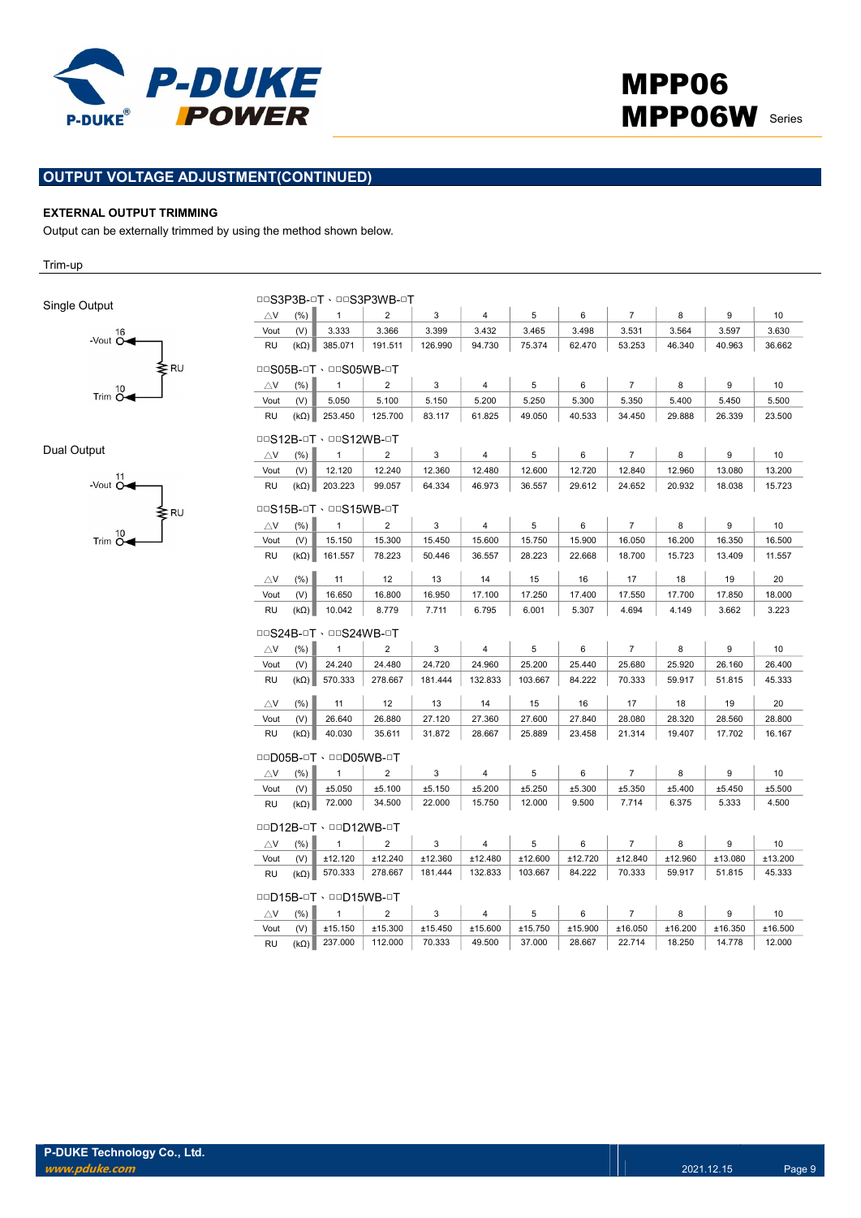## OUTPUT VOLTAGE ADJUSTMENT(CONTINUED)

### EXTERNAL OUTPUT TRIMMING

Output can be externally trimmed by using the method shown below.

Trim-up

Single Output

-Vout 16
RU
Trim 10

Dual Output

-Vout 11
RU
Trim 10

□□S3P3B-□T、□□S3P3WB-□T

| △V | (%) | 1 | 2 | 3 | 4 | 5 | 6 | 7 | 8 | 9 | 10 |
|---|---|---|---|---|---|---|---|---|---|---|---|
| Vout | (V) | 3.333 | 3.366 | 3.399 | 3.432 | 3.465 | 3.498 | 3.531 | 3.564 | 3.597 | 3.630 |
| RU | (kΩ) | 385.071 | 191.511 | 126.990 | 94.730 | 75.374 | 62.470 | 53.253 | 46.340 | 40.963 | 36.662 |

□□S05B-□T、□□S05WB-□T

| △V | (%) | 1 | 2 | 3 | 4 | 5 | 6 | 7 | 8 | 9 | 10 |
|---|---|---|---|---|---|---|---|---|---|---|---|
| Vout | (V) | 5.050 | 5.100 | 5.150 | 5.200 | 5.250 | 5.300 | 5.350 | 5.400 | 5.450 | 5.500 |
| RU | (kΩ) | 253.450 | 125.700 | 83.117 | 61.825 | 49.050 | 40.533 | 34.450 | 29.888 | 26.339 | 23.500 |

□□S12B-□T、□□S12WB-□T

| △V | (%) | 1 | 2 | 3 | 4 | 5 | 6 | 7 | 8 | 9 | 10 |
|---|---|---|---|---|---|---|---|---|---|---|---|
| Vout | (V) | 12.120 | 12.240 | 12.360 | 12.480 | 12.600 | 12.720 | 12.840 | 12.960 | 13.080 | 13.200 |
| RU | (kΩ) | 203.223 | 99.057 | 64.334 | 46.973 | 36.557 | 29.612 | 24.652 | 20.932 | 18.038 | 15.723 |

□□S15B-□T、□□S15WB-□T

| △V | (%) | 1 | 2 | 3 | 4 | 5 | 6 | 7 | 8 | 9 | 10 |
|---|---|---|---|---|---|---|---|---|---|---|---|
| Vout | (V) | 15.150 | 15.300 | 15.450 | 15.600 | 15.750 | 15.900 | 16.050 | 16.200 | 16.350 | 16.500 |
| RU | (kΩ) | 161.557 | 78.223 | 50.446 | 36.557 | 28.223 | 22.668 | 18.700 | 15.723 | 13.409 | 11.557 |
| △V | (%) | 11 | 12 | 13 | 14 | 15 | 16 | 17 | 18 | 19 | 20 |
| Vout | (V) | 16.650 | 16.800 | 16.950 | 17.100 | 17.250 | 17.400 | 17.550 | 17.700 | 17.850 | 18.000 |
| RU | (kΩ) | 10.042 | 8.779 | 7.711 | 6.795 | 6.001 | 5.307 | 4.694 | 4.149 | 3.662 | 3.223 |

□□S24B-□T、□□S24WB-□T

| △V | (%) | 1 | 2 | 3 | 4 | 5 | 6 | 7 | 8 | 9 | 10 |
|---|---|---|---|---|---|---|---|---|---|---|---|
| Vout | (V) | 24.240 | 24.480 | 24.720 | 24.960 | 25.200 | 25.440 | 25.680 | 25.920 | 26.160 | 26.400 |
| RU | (kΩ) | 570.333 | 278.667 | 181.444 | 132.833 | 103.667 | 84.222 | 70.333 | 59.917 | 51.815 | 45.333 |
| △V | (%) | 11 | 12 | 13 | 14 | 15 | 16 | 17 | 18 | 19 | 20 |
| Vout | (V) | 26.640 | 26.880 | 27.120 | 27.360 | 27.600 | 27.840 | 28.080 | 28.320 | 28.560 | 28.800 |
| RU | (kΩ) | 40.030 | 35.611 | 31.872 | 28.667 | 25.889 | 23.458 | 21.314 | 19.407 | 17.702 | 16.167 |

□□D05B-□T、□□D05WB-□T

| △V | (%) | 1 | 2 | 3 | 4 | 5 | 6 | 7 | 8 | 9 | 10 |
|---|---|---|---|---|---|---|---|---|---|---|---|
| Vout | (V) | ±5.050 | ±5.100 | ±5.150 | ±5.200 | ±5.250 | ±5.300 | ±5.350 | ±5.400 | ±5.450 | ±5.500 |
| RU | (kΩ) | 72.000 | 34.500 | 22.000 | 15.750 | 12.000 | 9.500 | 7.714 | 6.375 | 5.333 | 4.500 |

□□D12B-□T、□□D12WB-□T

| △V | (%) | 1 | 2 | 3 | 4 | 5 | 6 | 7 | 8 | 9 | 10 |
|---|---|---|---|---|---|---|---|---|---|---|---|
| Vout | (V) | ±12.120 | ±12.240 | ±12.360 | ±12.480 | ±12.600 | ±12.720 | ±12.840 | ±12.960 | ±13.080 | ±13.200 |
| RU | (kΩ) | 570.333 | 278.667 | 181.444 | 132.833 | 103.667 | 84.222 | 70.333 | 59.917 | 51.815 | 45.333 |

□□D15B-□T、□□D15WB-□T

| △V | (%) | 1 | 2 | 3 | 4 | 5 | 6 | 7 | 8 | 9 | 10 |
|---|---|---|---|---|---|---|---|---|---|---|---|
| Vout | (V) | ±15.150 | ±15.300 | ±15.450 | ±15.600 | ±15.750 | ±15.900 | ±16.050 | ±16.200 | ±16.350 | ±16.500 |
| RU | (kΩ) | 237.000 | 112.000 | 70.333 | 49.500 | 37.000 | 28.667 | 22.714 | 18.250 | 14.778 | 12.000 |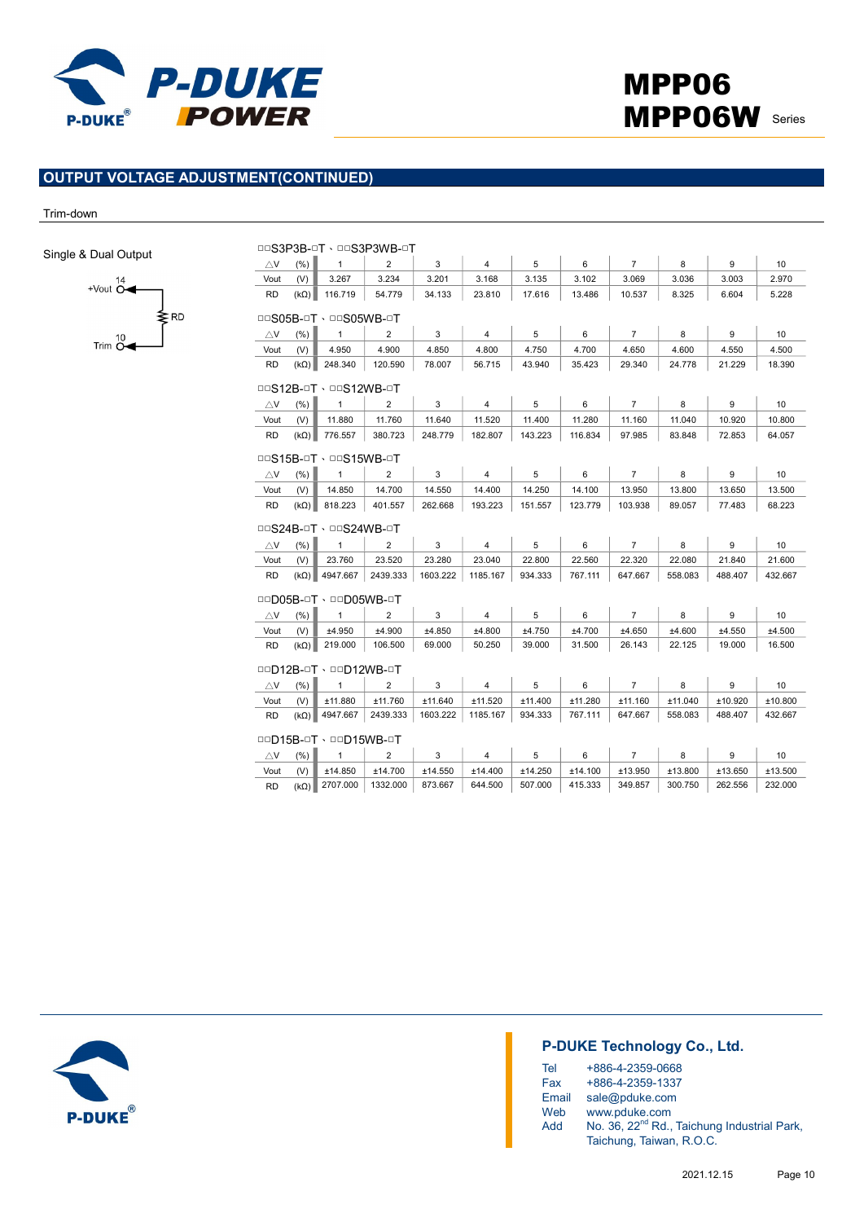## OUTPUT VOLTAGE ADJUSTMENT(CONTINUED)

Trim-down

Single & Dual Output

14
+Vout
RD
10
Trim

□□S3P3B-□T、□□S3P3WB-□T

| △V (%) | 1 | 2 | 3 | 4 | 5 | 6 | 7 | 8 | 9 | 10 |
|---|---|---|---|---|---|---|---|---|---|---|
| Vout (V) | 3.267 | 3.234 | 3.201 | 3.168 | 3.135 | 3.102 | 3.069 | 3.036 | 3.003 | 2.970 |
| RD (kΩ) | 116.719 | 54.779 | 34.133 | 23.810 | 17.616 | 13.486 | 10.537 | 8.325 | 6.604 | 5.228 |

□□S05B-□T、□□S05WB-□T

| △V (%) | 1 | 2 | 3 | 4 | 5 | 6 | 7 | 8 | 9 | 10 |
|---|---|---|---|---|---|---|---|---|---|---|
| Vout (V) | 4.950 | 4.900 | 4.850 | 4.800 | 4.750 | 4.700 | 4.650 | 4.600 | 4.550 | 4.500 |
| RD (kΩ) | 248.340 | 120.590 | 78.007 | 56.715 | 43.940 | 35.423 | 29.340 | 24.778 | 21.229 | 18.390 |

□□S12B-□T、□□S12WB-□T

| △V (%) | 1 | 2 | 3 | 4 | 5 | 6 | 7 | 8 | 9 | 10 |
|---|---|---|---|---|---|---|---|---|---|---|
| Vout (V) | 11.880 | 11.760 | 11.640 | 11.520 | 11.400 | 11.280 | 11.160 | 11.040 | 10.920 | 10.800 |
| RD (kΩ) | 776.557 | 380.723 | 248.779 | 182.807 | 143.223 | 116.834 | 97.985 | 83.848 | 72.853 | 64.057 |

□□S15B-□T、□□S15WB-□T

| △V (%) | 1 | 2 | 3 | 4 | 5 | 6 | 7 | 8 | 9 | 10 |
|---|---|---|---|---|---|---|---|---|---|---|
| Vout (V) | 14.850 | 14.700 | 14.550 | 14.400 | 14.250 | 14.100 | 13.950 | 13.800 | 13.650 | 13.500 |
| RD (kΩ) | 818.223 | 401.557 | 262.668 | 193.223 | 151.557 | 123.779 | 103.938 | 89.057 | 77.483 | 68.223 |

□□S24B-□T、□□S24WB-□T

| △V (%) | 1 | 2 | 3 | 4 | 5 | 6 | 7 | 8 | 9 | 10 |
|---|---|---|---|---|---|---|---|---|---|---|
| Vout (V) | 23.760 | 23.520 | 23.280 | 23.040 | 22.800 | 22.560 | 22.320 | 22.080 | 21.840 | 21.600 |
| RD (kΩ) | 4947.667 | 2439.333 | 1603.222 | 1185.167 | 934.333 | 767.111 | 647.667 | 558.083 | 488.407 | 432.667 |

□□D05B-□T、□□D05WB-□T

| △V (%) | 1 | 2 | 3 | 4 | 5 | 6 | 7 | 8 | 9 | 10 |
|---|---|---|---|---|---|---|---|---|---|---|
| Vout (V) | ±4.950 | ±4.900 | ±4.850 | ±4.800 | ±4.750 | ±4.700 | ±4.650 | ±4.600 | ±4.550 | ±4.500 |
| RD (kΩ) | 219.000 | 106.500 | 69.000 | 50.250 | 39.000 | 31.500 | 26.143 | 22.125 | 19.000 | 16.500 |

□□D12B-□T、□□D12WB-□T

| △V (%) | 1 | 2 | 3 | 4 | 5 | 6 | 7 | 8 | 9 | 10 |
|---|---|---|---|---|---|---|---|---|---|---|
| Vout (V) | ±11.880 | ±11.760 | ±11.640 | ±11.520 | ±11.400 | ±11.280 | ±11.160 | ±11.040 | ±10.920 | ±10.800 |
| RD (kΩ) | 4947.667 | 2439.333 | 1603.222 | 1185.167 | 934.333 | 767.111 | 647.667 | 558.083 | 488.407 | 432.667 |

□□D15B-□T、□□D15WB-□T

| △V (%) | 1 | 2 | 3 | 4 | 5 | 6 | 7 | 8 | 9 | 10 |
|---|---|---|---|---|---|---|---|---|---|---|
| Vout (V) | ±14.850 | ±14.700 | ±14.550 | ±14.400 | ±14.250 | ±14.100 | ±13.950 | ±13.800 | ±13.650 | ±13.500 |
| RD (kΩ) | 2707.000 | 1332.000 | 873.667 | 644.500 | 507.000 | 415.333 | 349.857 | 300.750 | 262.556 | 232.000 |

**P-DUKE Technology Co., Ltd.**

Tel +886-4-2359-0668
Fax +886-4-2359-1337
Email sale@pduke.com
Web www.pduke.com
Add No. 36, 22nd Rd., Taichung Industrial Park, Taichung, Taiwan, R.O.C.

2021.12.15